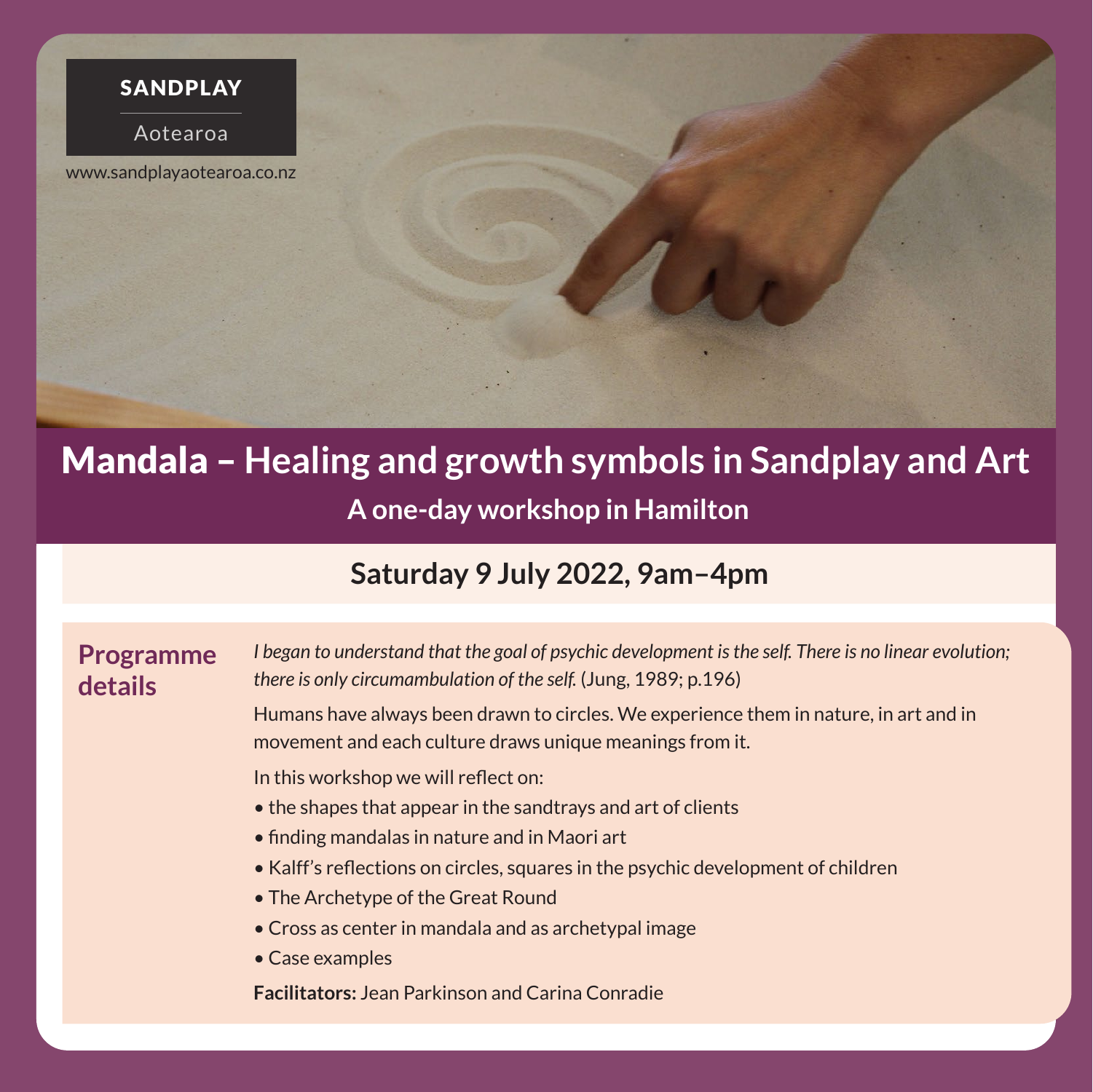SANDPLAY

Aotearoa

www.sandplayaotearoa.co.nz

# Mandala – Healing and growth symbols in Sandplay and Art

## A one-day workshop in Hamilton

### Saturday 9 July 2022, 9am–4pm

## Programme details

*I began to understand that the goal of psychic development is the self. There is no linear evolution; there is only circumambulation of the self.* (Jung, 1989; p.196)

Humans have always been drawn to circles. We experience them in nature, in art and in movement and each culture draws unique meanings from it.

In this workshop we will reflect on:

- the shapes that appear in the sandtrays and art of clients
- finding mandalas in nature and in Maori art
- Kalff's reflections on circles, squares in the psychic development of children
- The Archetype of the Great Round
- Cross as center in mandala and as archetypal image
- Case examples

**Facilitators:** Jean Parkinson and Carina Conradie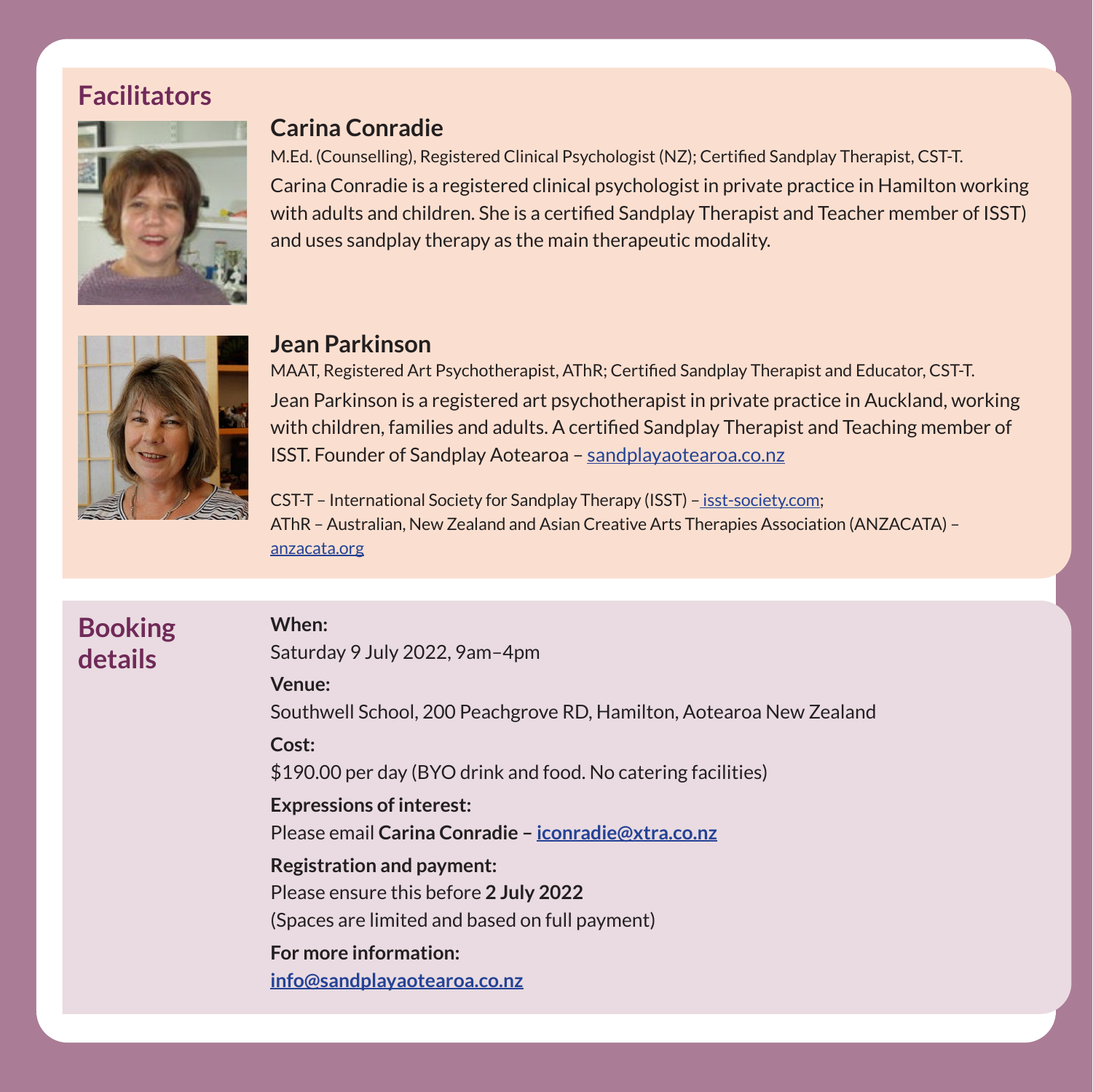## Facilitators

### Carina Conradie

M.Ed. (Counselling), Registered Clinical Psychologist (NZ); Certified Sandplay Therapist, CST-T.

Carina Conradie is a registered clinical psychologist in private practice in Hamilton working with adults and children. She is a certified Sandplay Therapist and Teacher member of ISST) and uses sandplay therapy as the main therapeutic modality.

### Jean Parkinson

MAAT, Registered Art Psychotherapist, AThR; Certified Sandplay Therapist and Educator, CST-T.

Jean Parkinson is a registered art psychotherapist in private practice in Auckland, working with children, families and adults. A certified Sandplay Therapist and Teaching member of ISST. Founder of Sandplay Aotearoa – sandplayaotearoa.co.nz

CST-T – International Society for Sandplay Therapy (ISST) – isst-society.com;
AThR – Australian, New Zealand and Asian Creative Arts Therapies Association (ANZACATA) – anzacata.org

## Booking details

**When:**
Saturday 9 July 2022, 9am–4pm

**Venue:**
Southwell School, 200 Peachgrove RD, Hamilton, Aotearoa New Zealand

**Cost:**
$190.00 per day (BYO drink and food. No catering facilities)

**Expressions of interest:**
Please email **Carina Conradie – iconradie@xtra.co.nz**

**Registration and payment:**
Please ensure this before **2 July 2022**
(Spaces are limited and based on full payment)

**For more information:**
**info@sandplayaotearoa.co.nz**